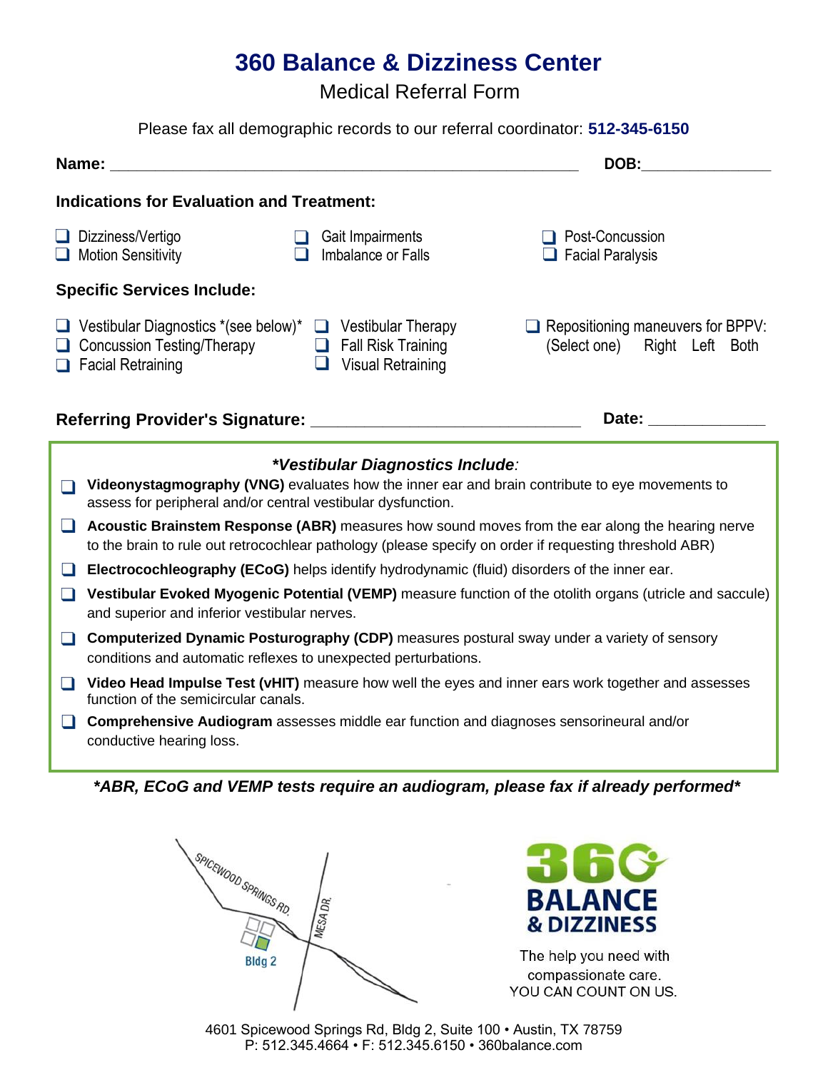# 360 Balance & Dizziness Center

## Medical Referral Form

Please fax all demographic records to our referral coordinator: **512-345-6150**

**Name:** ______________________________________________________ **DOB:**_______________

### Indications for Evaluation and Treatment:

- ☐ Dizziness/Vertigo
- ☐ Motion Sensitivity
- ☐ Gait Impairments
- ☐ Imbalance or Falls
- ☐ Post-Concussion
- ☐ Facial Paralysis

### Specific Services Include:

- ☐ Vestibular Diagnostics *(see below)*
- ☐ Concussion Testing/Therapy
- ☐ Facial Retraining
- ☐ Vestibular Therapy
- ☐ Fall Risk Training
- ☐ Visual Retraining
- ☐ Repositioning maneuvers for BPPV: (Select one) Right Left Both

**Referring Provider's Signature:** ______________________________ **Date:** _____________

### *Vestibular Diagnostics Include:*

- ☐ **Videonystagmography (VNG)** evaluates how the inner ear and brain contribute to eye movements to assess for peripheral and/or central vestibular dysfunction.
- ☐ **Acoustic Brainstem Response (ABR)** measures how sound moves from the ear along the hearing nerve to the brain to rule out retrocochlear pathology (please specify on order if requesting threshold ABR)
- ☐ **Electrocochleography (ECoG)** helps identify hydrodynamic (fluid) disorders of the inner ear.
- ☐ **Vestibular Evoked Myogenic Potential (VEMP)** measure function of the otolith organs (utricle and saccule) and superior and inferior vestibular nerves.
- ☐ **Computerized Dynamic Posturography (CDP)** measures postural sway under a variety of sensory conditions and automatic reflexes to unexpected perturbations.
- ☐ **Video Head Impulse Test (vHIT)** measure how well the eyes and inner ears work together and assesses function of the semicircular canals.
- ☐ **Comprehensive Audiogram** assesses middle ear function and diagnoses sensorineural and/or conductive hearing loss.

***ABR, ECoG and VEMP tests require an audiogram, please fax if already performed***

SPICEWOOD SPRINGS RD. MESA DR. Bldg 2

360 BALANCE & DIZZINESS

The help you need with compassionate care. YOU CAN COUNT ON US.

4601 Spicewood Springs Rd, Bldg 2, Suite 100 • Austin, TX 78759
P: 512.345.4664 • F: 512.345.6150 • 360balance.com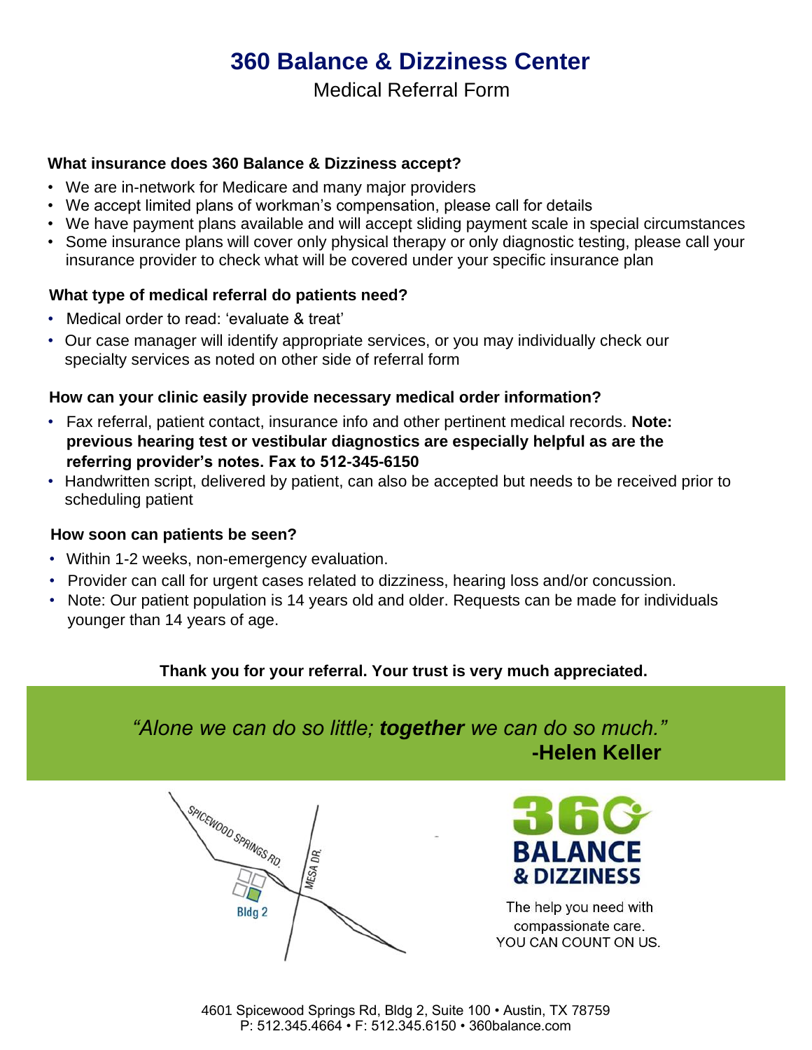# 360 Balance & Dizziness Center

Medical Referral Form

### What insurance does 360 Balance & Dizziness accept?

- We are in-network for Medicare and many major providers
- We accept limited plans of workman's compensation, please call for details
- We have payment plans available and will accept sliding payment scale in special circumstances
- Some insurance plans will cover only physical therapy or only diagnostic testing, please call your insurance provider to check what will be covered under your specific insurance plan

### What type of medical referral do patients need?

- Medical order to read: 'evaluate & treat'
- Our case manager will identify appropriate services, or you may individually check our specialty services as noted on other side of referral form

### How can your clinic easily provide necessary medical order information?

- Fax referral, patient contact, insurance info and other pertinent medical records. **Note: previous hearing test or vestibular diagnostics are especially helpful as are the referring provider's notes. Fax to 512-345-6150**
- Handwritten script, delivered by patient, can also be accepted but needs to be received prior to scheduling patient

### How soon can patients be seen?

- Within 1-2 weeks, non-emergency evaluation.
- Provider can call for urgent cases related to dizziness, hearing loss and/or concussion.
- Note: Our patient population is 14 years old and older. Requests can be made for individuals younger than 14 years of age.

**Thank you for your referral. Your trust is very much appreciated.**

*"Alone we can do so little; **together** we can do so much."*
**-Helen Keller**

SPICEWOOD SPRINGS RD.
MESA DR.
Bldg 2

360 BALANCE & DIZZINESS

The help you need with compassionate care.
YOU CAN COUNT ON US.

4601 Spicewood Springs Rd, Bldg 2, Suite 100 • Austin, TX 78759
P: 512.345.4664 • F: 512.345.6150 • 360balance.com